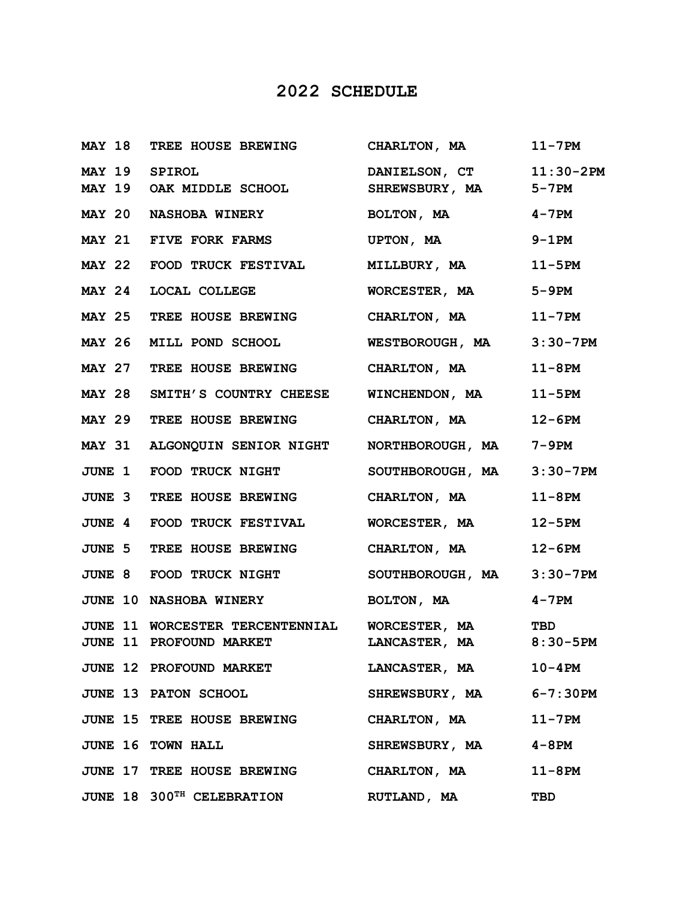# 2022 SCHEDULE

| | | | |
|---|---|---|---|
| MAY 18 | TREE HOUSE BREWING | CHARLTON, MA | 11-7PM |
| MAY 19 | SPIROL | DANIELSON, CT | 11:30-2PM |
| MAY 19 | OAK MIDDLE SCHOOL | SHREWSBURY, MA | 5-7PM |
| MAY 20 | NASHOBA WINERY | BOLTON, MA | 4-7PM |
| MAY 21 | FIVE FORK FARMS | UPTON, MA | 9-1PM |
| MAY 22 | FOOD TRUCK FESTIVAL | MILLBURY, MA | 11-5PM |
| MAY 24 | LOCAL COLLEGE | WORCESTER, MA | 5-9PM |
| MAY 25 | TREE HOUSE BREWING | CHARLTON, MA | 11-7PM |
| MAY 26 | MILL POND SCHOOL | WESTBOROUGH, MA | 3:30-7PM |
| MAY 27 | TREE HOUSE BREWING | CHARLTON, MA | 11-8PM |
| MAY 28 | SMITH'S COUNTRY CHEESE | WINCHENDON, MA | 11-5PM |
| MAY 29 | TREE HOUSE BREWING | CHARLTON, MA | 12-6PM |
| MAY 31 | ALGONQUIN SENIOR NIGHT | NORTHBOROUGH, MA | 7-9PM |
| JUNE 1 | FOOD TRUCK NIGHT | SOUTHBOROUGH, MA | 3:30-7PM |
| JUNE 3 | TREE HOUSE BREWING | CHARLTON, MA | 11-8PM |
| JUNE 4 | FOOD TRUCK FESTIVAL | WORCESTER, MA | 12-5PM |
| JUNE 5 | TREE HOUSE BREWING | CHARLTON, MA | 12-6PM |
| JUNE 8 | FOOD TRUCK NIGHT | SOUTHBOROUGH, MA | 3:30-7PM |
| JUNE 10 | NASHOBA WINERY | BOLTON, MA | 4-7PM |
| JUNE 11 | WORCESTER TERCENTENNIAL | WORCESTER, MA | TBD |
| JUNE 11 | PROFOUND MARKET | LANCASTER, MA | 8:30-5PM |
| JUNE 12 | PROFOUND MARKET | LANCASTER, MA | 10-4PM |
| JUNE 13 | PATON SCHOOL | SHREWSBURY, MA | 6-7:30PM |
| JUNE 15 | TREE HOUSE BREWING | CHARLTON, MA | 11-7PM |
| JUNE 16 | TOWN HALL | SHREWSBURY, MA | 4-8PM |
| JUNE 17 | TREE HOUSE BREWING | CHARLTON, MA | 11-8PM |
| JUNE 18 | 300TH CELEBRATION | RUTLAND, MA | TBD |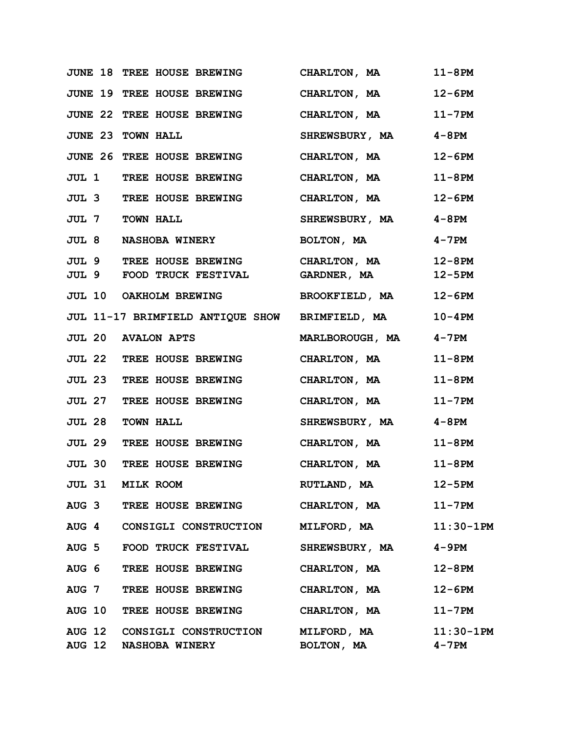| | | | |
|---|---|---|---|
| JUNE 18 | TREE HOUSE BREWING | CHARLTON, MA | 11-8PM |
| JUNE 19 | TREE HOUSE BREWING | CHARLTON, MA | 12-6PM |
| JUNE 22 | TREE HOUSE BREWING | CHARLTON, MA | 11-7PM |
| JUNE 23 | TOWN HALL | SHREWSBURY, MA | 4-8PM |
| JUNE 26 | TREE HOUSE BREWING | CHARLTON, MA | 12-6PM |
| JUL 1 | TREE HOUSE BREWING | CHARLTON, MA | 11-8PM |
| JUL 3 | TREE HOUSE BREWING | CHARLTON, MA | 12-6PM |
| JUL 7 | TOWN HALL | SHREWSBURY, MA | 4-8PM |
| JUL 8 | NASHOBA WINERY | BOLTON, MA | 4-7PM |
| JUL 9 | TREE HOUSE BREWING | CHARLTON, MA | 12-8PM |
| JUL 9 | FOOD TRUCK FESTIVAL | GARDNER, MA | 12-5PM |
| JUL 10 | OAKHOLM BREWING | BROOKFIELD, MA | 12-6PM |
| JUL 11-17 | BRIMFIELD ANTIQUE SHOW | BRIMFIELD, MA | 10-4PM |
| JUL 20 | AVALON APTS | MARLBOROUGH, MA | 4-7PM |
| JUL 22 | TREE HOUSE BREWING | CHARLTON, MA | 11-8PM |
| JUL 23 | TREE HOUSE BREWING | CHARLTON, MA | 11-8PM |
| JUL 27 | TREE HOUSE BREWING | CHARLTON, MA | 11-7PM |
| JUL 28 | TOWN HALL | SHREWSBURY, MA | 4-8PM |
| JUL 29 | TREE HOUSE BREWING | CHARLTON, MA | 11-8PM |
| JUL 30 | TREE HOUSE BREWING | CHARLTON, MA | 11-8PM |
| JUL 31 | MILK ROOM | RUTLAND, MA | 12-5PM |
| AUG 3 | TREE HOUSE BREWING | CHARLTON, MA | 11-7PM |
| AUG 4 | CONSIGLI CONSTRUCTION | MILFORD, MA | 11:30-1PM |
| AUG 5 | FOOD TRUCK FESTIVAL | SHREWSBURY, MA | 4-9PM |
| AUG 6 | TREE HOUSE BREWING | CHARLTON, MA | 12-8PM |
| AUG 7 | TREE HOUSE BREWING | CHARLTON, MA | 12-6PM |
| AUG 10 | TREE HOUSE BREWING | CHARLTON, MA | 11-7PM |
| AUG 12 | CONSIGLI CONSTRUCTION | MILFORD, MA | 11:30-1PM |
| AUG 12 | NASHOBA WINERY | BOLTON, MA | 4-7PM |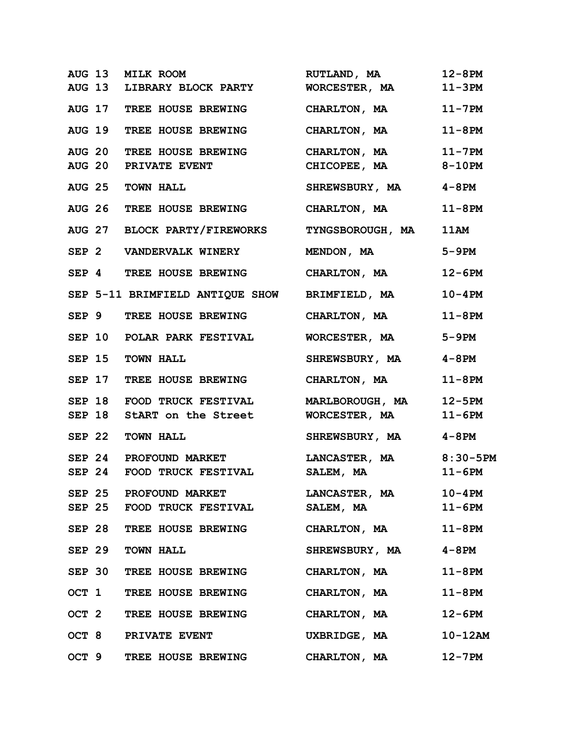| | | | |
|---|---|---|---|
| **AUG 13** | **MILK ROOM** | **RUTLAND, MA** | **12-8PM** |
| **AUG 13** | **LIBRARY BLOCK PARTY** | **WORCESTER, MA** | **11-3PM** |
| **AUG 17** | **TREE HOUSE BREWING** | **CHARLTON, MA** | **11-7PM** |
| **AUG 19** | **TREE HOUSE BREWING** | **CHARLTON, MA** | **11-8PM** |
| **AUG 20** | **TREE HOUSE BREWING** | **CHARLTON, MA** | **11-7PM** |
| **AUG 20** | **PRIVATE EVENT** | **CHICOPEE, MA** | **8-10PM** |
| **AUG 25** | **TOWN HALL** | **SHREWSBURY, MA** | **4-8PM** |
| **AUG 26** | **TREE HOUSE BREWING** | **CHARLTON, MA** | **11-8PM** |
| **AUG 27** | **BLOCK PARTY/FIREWORKS** | **TYNGSBOROUGH, MA** | **11AM** |
| **SEP 2** | **VANDERVALK WINERY** | **MENDON, MA** | **5-9PM** |
| **SEP 4** | **TREE HOUSE BREWING** | **CHARLTON, MA** | **12-6PM** |
| **SEP 5-11** | **BRIMFIELD ANTIQUE SHOW** | **BRIMFIELD, MA** | **10-4PM** |
| **SEP 9** | **TREE HOUSE BREWING** | **CHARLTON, MA** | **11-8PM** |
| **SEP 10** | **POLAR PARK FESTIVAL** | **WORCESTER, MA** | **5-9PM** |
| **SEP 15** | **TOWN HALL** | **SHREWSBURY, MA** | **4-8PM** |
| **SEP 17** | **TREE HOUSE BREWING** | **CHARLTON, MA** | **11-8PM** |
| **SEP 18** | **FOOD TRUCK FESTIVAL** | **MARLBOROUGH, MA** | **12-5PM** |
| **SEP 18** | **StART on the Street** | **WORCESTER, MA** | **11-6PM** |
| **SEP 22** | **TOWN HALL** | **SHREWSBURY, MA** | **4-8PM** |
| **SEP 24** | **PROFOUND MARKET** | **LANCASTER, MA** | **8:30-5PM** |
| **SEP 24** | **FOOD TRUCK FESTIVAL** | **SALEM, MA** | **11-6PM** |
| **SEP 25** | **PROFOUND MARKET** | **LANCASTER, MA** | **10-4PM** |
| **SEP 25** | **FOOD TRUCK FESTIVAL** | **SALEM, MA** | **11-6PM** |
| **SEP 28** | **TREE HOUSE BREWING** | **CHARLTON, MA** | **11-8PM** |
| **SEP 29** | **TOWN HALL** | **SHREWSBURY, MA** | **4-8PM** |
| **SEP 30** | **TREE HOUSE BREWING** | **CHARLTON, MA** | **11-8PM** |
| **OCT 1** | **TREE HOUSE BREWING** | **CHARLTON, MA** | **11-8PM** |
| **OCT 2** | **TREE HOUSE BREWING** | **CHARLTON, MA** | **12-6PM** |
| **OCT 8** | **PRIVATE EVENT** | **UXBRIDGE, MA** | **10-12AM** |
| **OCT 9** | **TREE HOUSE BREWING** | **CHARLTON, MA** | **12-7PM** |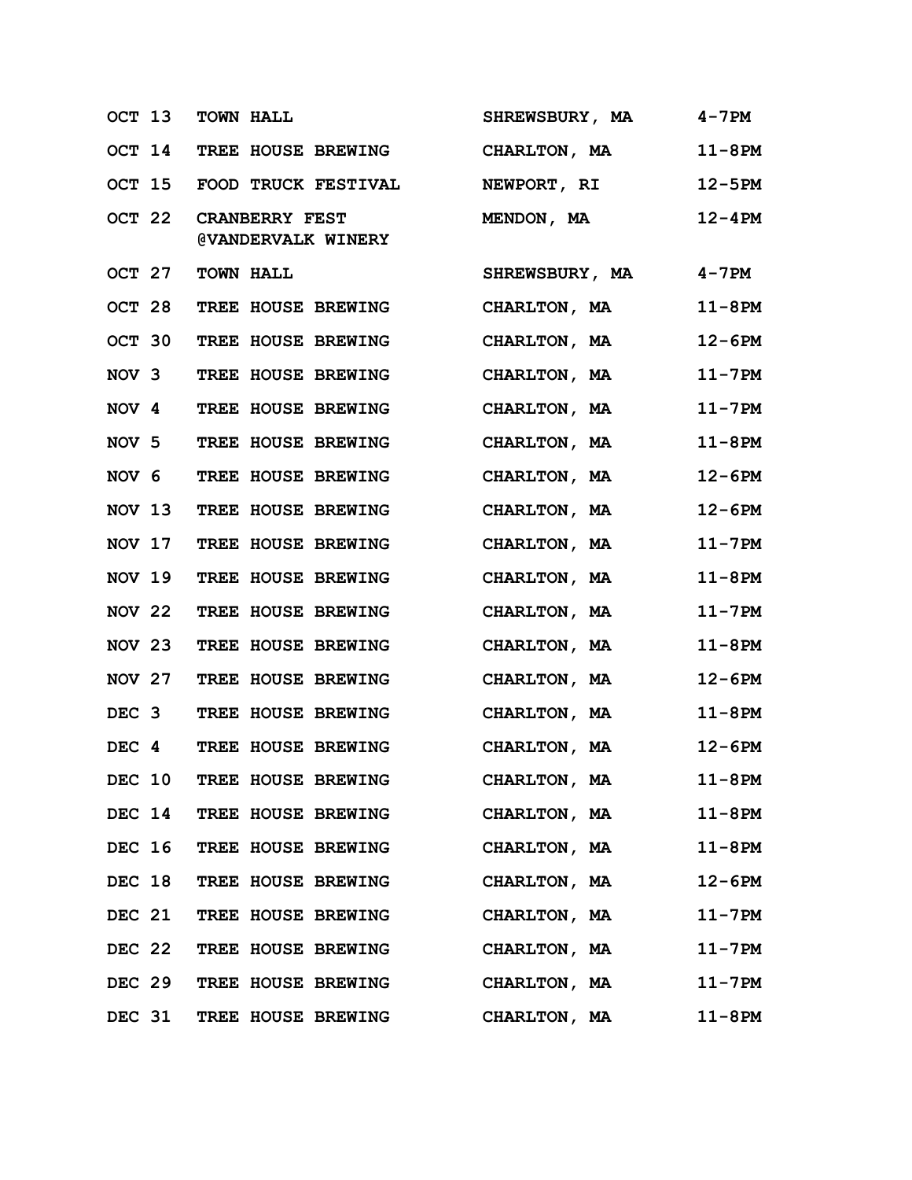| | | | |
|---|---|---|---|
| OCT 13 | TOWN HALL | SHREWSBURY, MA | 4-7PM |
| OCT 14 | TREE HOUSE BREWING | CHARLTON, MA | 11-8PM |
| OCT 15 | FOOD TRUCK FESTIVAL | NEWPORT, RI | 12-5PM |
| OCT 22 | CRANBERRY FEST @VANDERVALK WINERY | MENDON, MA | 12-4PM |
| OCT 27 | TOWN HALL | SHREWSBURY, MA | 4-7PM |
| OCT 28 | TREE HOUSE BREWING | CHARLTON, MA | 11-8PM |
| OCT 30 | TREE HOUSE BREWING | CHARLTON, MA | 12-6PM |
| NOV 3 | TREE HOUSE BREWING | CHARLTON, MA | 11-7PM |
| NOV 4 | TREE HOUSE BREWING | CHARLTON, MA | 11-7PM |
| NOV 5 | TREE HOUSE BREWING | CHARLTON, MA | 11-8PM |
| NOV 6 | TREE HOUSE BREWING | CHARLTON, MA | 12-6PM |
| NOV 13 | TREE HOUSE BREWING | CHARLTON, MA | 12-6PM |
| NOV 17 | TREE HOUSE BREWING | CHARLTON, MA | 11-7PM |
| NOV 19 | TREE HOUSE BREWING | CHARLTON, MA | 11-8PM |
| NOV 22 | TREE HOUSE BREWING | CHARLTON, MA | 11-7PM |
| NOV 23 | TREE HOUSE BREWING | CHARLTON, MA | 11-8PM |
| NOV 27 | TREE HOUSE BREWING | CHARLTON, MA | 12-6PM |
| DEC 3 | TREE HOUSE BREWING | CHARLTON, MA | 11-8PM |
| DEC 4 | TREE HOUSE BREWING | CHARLTON, MA | 12-6PM |
| DEC 10 | TREE HOUSE BREWING | CHARLTON, MA | 11-8PM |
| DEC 14 | TREE HOUSE BREWING | CHARLTON, MA | 11-8PM |
| DEC 16 | TREE HOUSE BREWING | CHARLTON, MA | 11-8PM |
| DEC 18 | TREE HOUSE BREWING | CHARLTON, MA | 12-6PM |
| DEC 21 | TREE HOUSE BREWING | CHARLTON, MA | 11-7PM |
| DEC 22 | TREE HOUSE BREWING | CHARLTON, MA | 11-7PM |
| DEC 29 | TREE HOUSE BREWING | CHARLTON, MA | 11-7PM |
| DEC 31 | TREE HOUSE BREWING | CHARLTON, MA | 11-8PM |